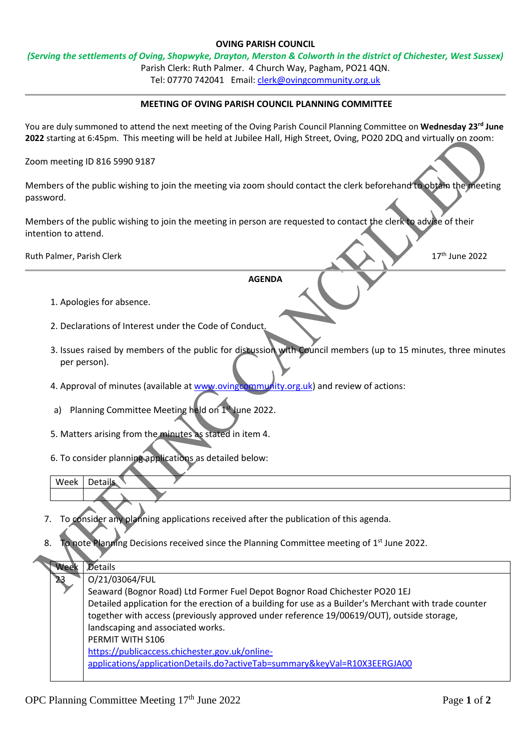**OVING PARISH COUNCIL**

*(Serving the settlements of Oving, Shopwyke, Drayton, Merston & Colworth in the district of Chichester, West Sussex)*

Parish Clerk: Ruth Palmer. 4 Church Way, Pagham, PO21 4QN.

Tel: 07770 742041 Email: clerk@ovingcommunity.org.uk

**MEETING OF OVING PARISH COUNCIL PLANNING COMMITTEE**

MEETING CANCELLED

You are duly summoned to attend the next meeting of the Oving Parish Council Planning Committee on **Wednesday 23rd June 2022** starting at 6:45pm. This meeting will be held at Jubilee Hall, High Street, Oving, PO20 2DQ and virtually on zoom:

Zoom meeting ID 816 5990 9187

Members of the public wishing to join the meeting via zoom should contact the clerk beforehand to obtain the meeting password.

Members of the public wishing to join the meeting in person are requested to contact the clerk to advise of their intention to attend.

Ruth Palmer, Parish Clerk

17th June 2022

**AGENDA**

1. Apologies for absence.
2. Declarations of Interest under the Code of Conduct.
3. Issues raised by members of the public for discussion with Council members (up to 15 minutes, three minutes per person).
4. Approval of minutes (available at www.ovingcommunity.org.uk) and review of actions:
   a) Planning Committee Meeting held on 1st June 2022.
5. Matters arising from the minutes as stated in item 4.
6. To consider planning applications as detailed below:

| Week | Details |
| --- | --- |
| | |

7. To consider any planning applications received after the publication of this agenda.
8. To note Planning Decisions received since the Planning Committee meeting of 1st June 2022.

| Week | Details |
| --- | --- |
| 23 | O/21/03064/FUL<br>Seaward (Bognor Road) Ltd Former Fuel Depot Bognor Road Chichester PO20 1EJ<br>Detailed application for the erection of a building for use as a Builder's Merchant with trade counter together with access (previously approved under reference 19/00619/OUT), outside storage, landscaping and associated works.<br>PERMIT WITH S106<br>https://publicaccess.chichester.gov.uk/online-applications/applicationDetails.do?activeTab=summary&keyVal=R10X3EERGJA00 |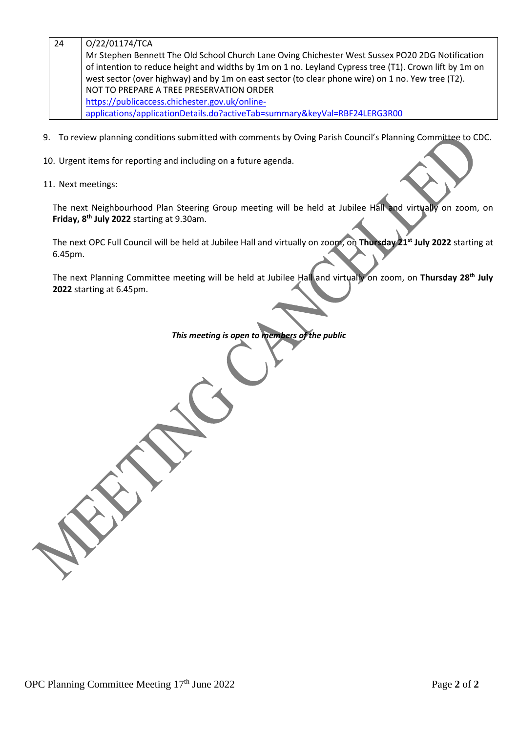| | |
|---|---|
| 24 | O/22/01174/TCA<br>Mr Stephen Bennett The Old School Church Lane Oving Chichester West Sussex PO20 2DG Notification of intention to reduce height and widths by 1m on 1 no. Leyland Cypress tree (T1). Crown lift by 1m on west sector (over highway) and by 1m on east sector (to clear phone wire) on 1 no. Yew tree (T2).<br>NOT TO PREPARE A TREE PRESERVATION ORDER<br>https://publicaccess.chichester.gov.uk/online-applications/applicationDetails.do?activeTab=summary&keyVal=RBF24LERG3R00 |

9. To review planning conditions submitted with comments by Oving Parish Council's Planning Committee to CDC.
10. Urgent items for reporting and including on a future agenda.
11. Next meetings:

The next Neighbourhood Plan Steering Group meeting will be held at Jubilee Hall and virtually on zoom, on **Friday, 8th July 2022** starting at 9.30am.

The next OPC Full Council will be held at Jubilee Hall and virtually on zoom, on **Thursday 21st July 2022** starting at 6.45pm.

The next Planning Committee meeting will be held at Jubilee Hall and virtually on zoom, on **Thursday 28th July 2022** starting at 6.45pm.

***This meeting is open to members of the public***

MEETING CANCELLED